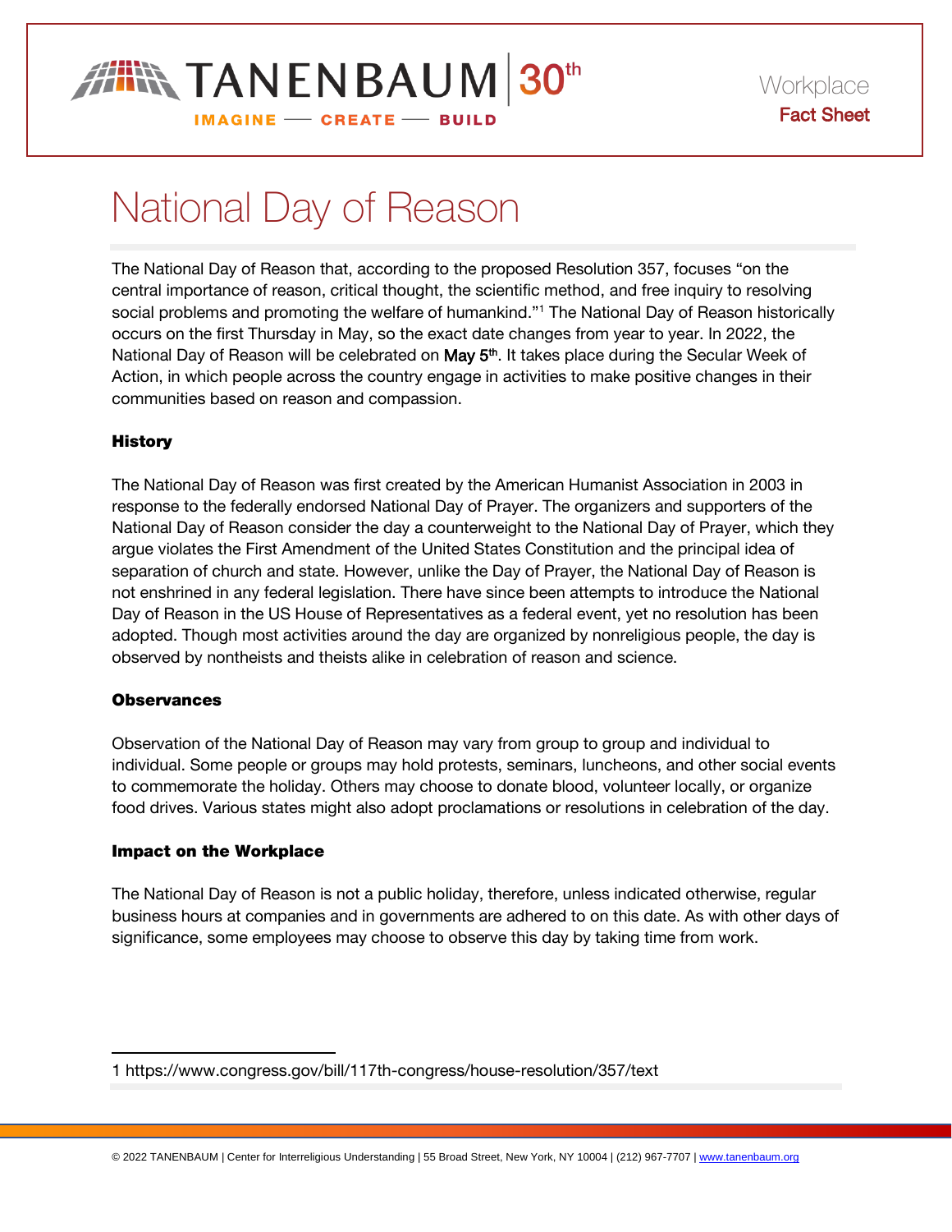# National Day of Reason

The National Day of Reason that, according to the proposed Resolution 357, focuses "on the central importance of reason, critical thought, the scientific method, and free inquiry to resolving social problems and promoting the welfare of humankind."[1] The National Day of Reason historically occurs on the first Thursday in May, so the exact date changes from year to year. In 2022, the National Day of Reason will be celebrated on May 5th. It takes place during the Secular Week of Action, in which people across the country engage in activities to make positive changes in their communities based on reason and compassion.

## History

The National Day of Reason was first created by the American Humanist Association in 2003 in response to the federally endorsed National Day of Prayer. The organizers and supporters of the National Day of Reason consider the day a counterweight to the National Day of Prayer, which they argue violates the First Amendment of the United States Constitution and the principal idea of separation of church and state. However, unlike the Day of Prayer, the National Day of Reason is not enshrined in any federal legislation. There have since been attempts to introduce the National Day of Reason in the US House of Representatives as a federal event, yet no resolution has been adopted. Though most activities around the day are organized by nonreligious people, the day is observed by nontheists and theists alike in celebration of reason and science.

## Observances

Observation of the National Day of Reason may vary from group to group and individual to individual. Some people or groups may hold protests, seminars, luncheons, and other social events to commemorate the holiday. Others may choose to donate blood, volunteer locally, or organize food drives. Various states might also adopt proclamations or resolutions in celebration of the day.

## Impact on the Workplace

The National Day of Reason is not a public holiday, therefore, unless indicated otherwise, regular business hours at companies and in governments are adhered to on this date. As with other days of significance, some employees may choose to observe this day by taking time from work.

---

1 https://www.congress.gov/bill/117th-congress/house-resolution/357/text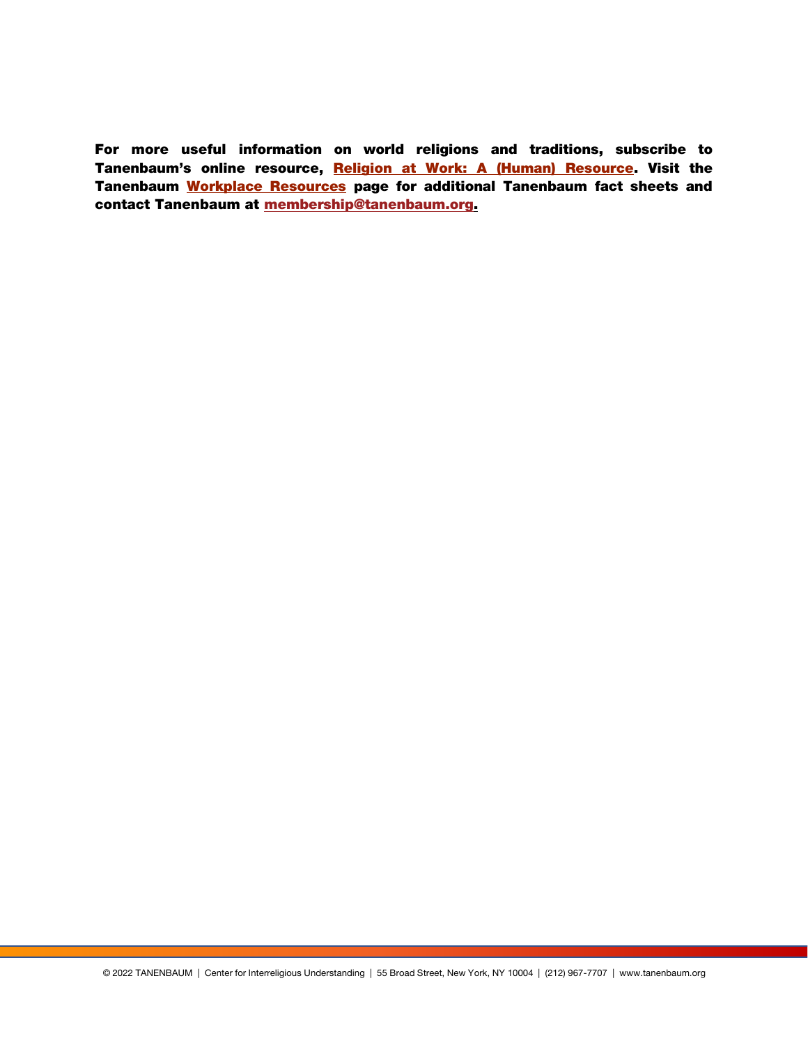**For more useful information on world religions and traditions, subscribe to Tanenbaum's online resource, Religion at Work: A (Human) Resource. Visit the Tanenbaum Workplace Resources page for additional Tanenbaum fact sheets and contact Tanenbaum at membership@tanenbaum.org.**